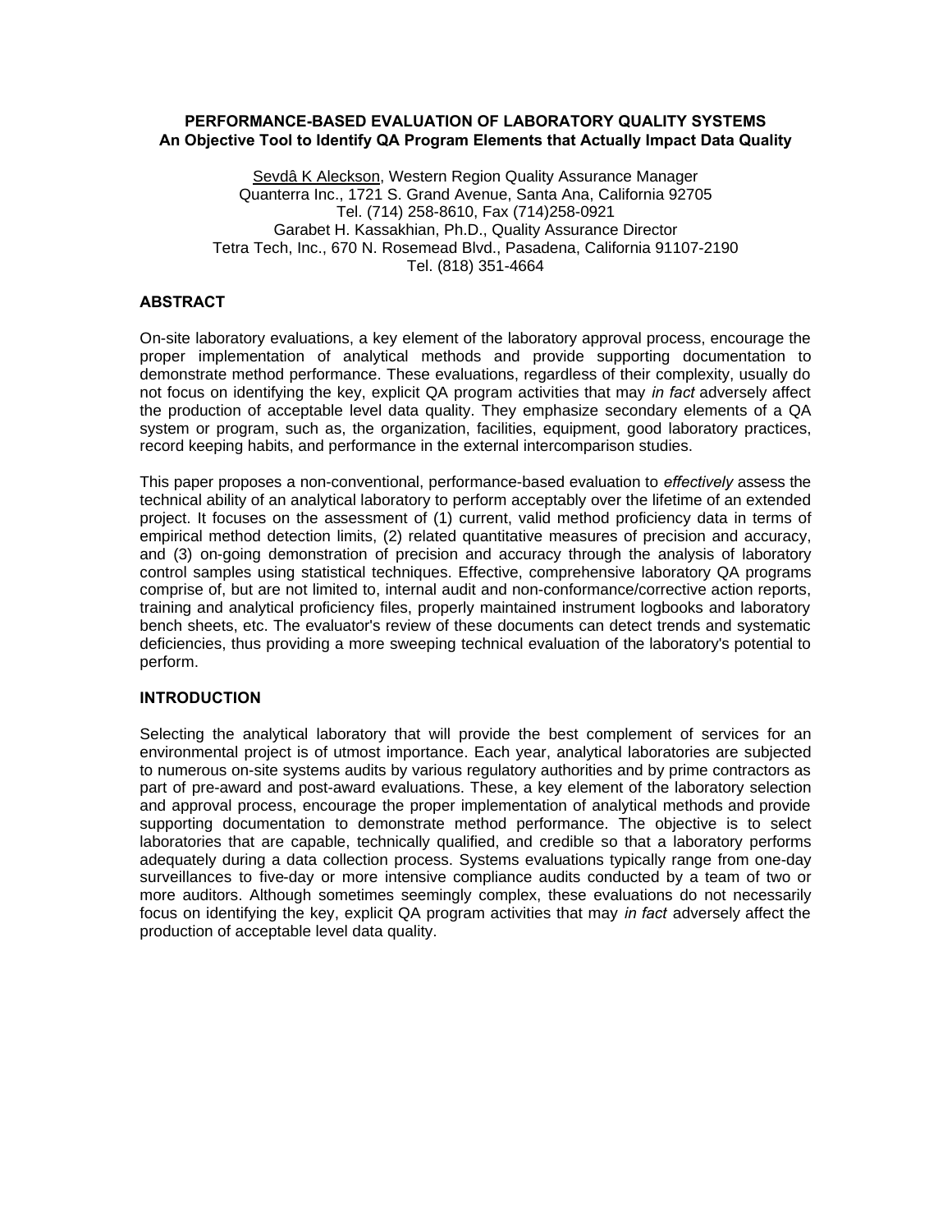# PERFORMANCE-BASED EVALUATION OF LABORATORY QUALITY SYSTEMS

## An Objective Tool to Identify QA Program Elements that Actually Impact Data Quality

Sevdâ K Aleckson, Western Region Quality Assurance Manager
Quanterra Inc., 1721 S. Grand Avenue, Santa Ana, California 92705
Tel. (714) 258-8610, Fax (714)258-0921
Garabet H. Kassakhian, Ph.D., Quality Assurance Director
Tetra Tech, Inc., 670 N. Rosemead Blvd., Pasadena, California 91107-2190
Tel. (818) 351-4664

## ABSTRACT

On-site laboratory evaluations, a key element of the laboratory approval process, encourage the proper implementation of analytical methods and provide supporting documentation to demonstrate method performance. These evaluations, regardless of their complexity, usually do not focus on identifying the key, explicit QA program activities that may *in fact* adversely affect the production of acceptable level data quality. They emphasize secondary elements of a QA system or program, such as, the organization, facilities, equipment, good laboratory practices, record keeping habits, and performance in the external intercomparison studies.

This paper proposes a non-conventional, performance-based evaluation to *effectively* assess the technical ability of an analytical laboratory to perform acceptably over the lifetime of an extended project. It focuses on the assessment of (1) current, valid method proficiency data in terms of empirical method detection limits, (2) related quantitative measures of precision and accuracy, and (3) on-going demonstration of precision and accuracy through the analysis of laboratory control samples using statistical techniques. Effective, comprehensive laboratory QA programs comprise of, but are not limited to, internal audit and non-conformance/corrective action reports, training and analytical proficiency files, properly maintained instrument logbooks and laboratory bench sheets, etc. The evaluator's review of these documents can detect trends and systematic deficiencies, thus providing a more sweeping technical evaluation of the laboratory's potential to perform.

## INTRODUCTION

Selecting the analytical laboratory that will provide the best complement of services for an environmental project is of utmost importance. Each year, analytical laboratories are subjected to numerous on-site systems audits by various regulatory authorities and by prime contractors as part of pre-award and post-award evaluations. These, a key element of the laboratory selection and approval process, encourage the proper implementation of analytical methods and provide supporting documentation to demonstrate method performance. The objective is to select laboratories that are capable, technically qualified, and credible so that a laboratory performs adequately during a data collection process. Systems evaluations typically range from one-day surveillances to five-day or more intensive compliance audits conducted by a team of two or more auditors. Although sometimes seemingly complex, these evaluations do not necessarily focus on identifying the key, explicit QA program activities that may *in fact* adversely affect the production of acceptable level data quality.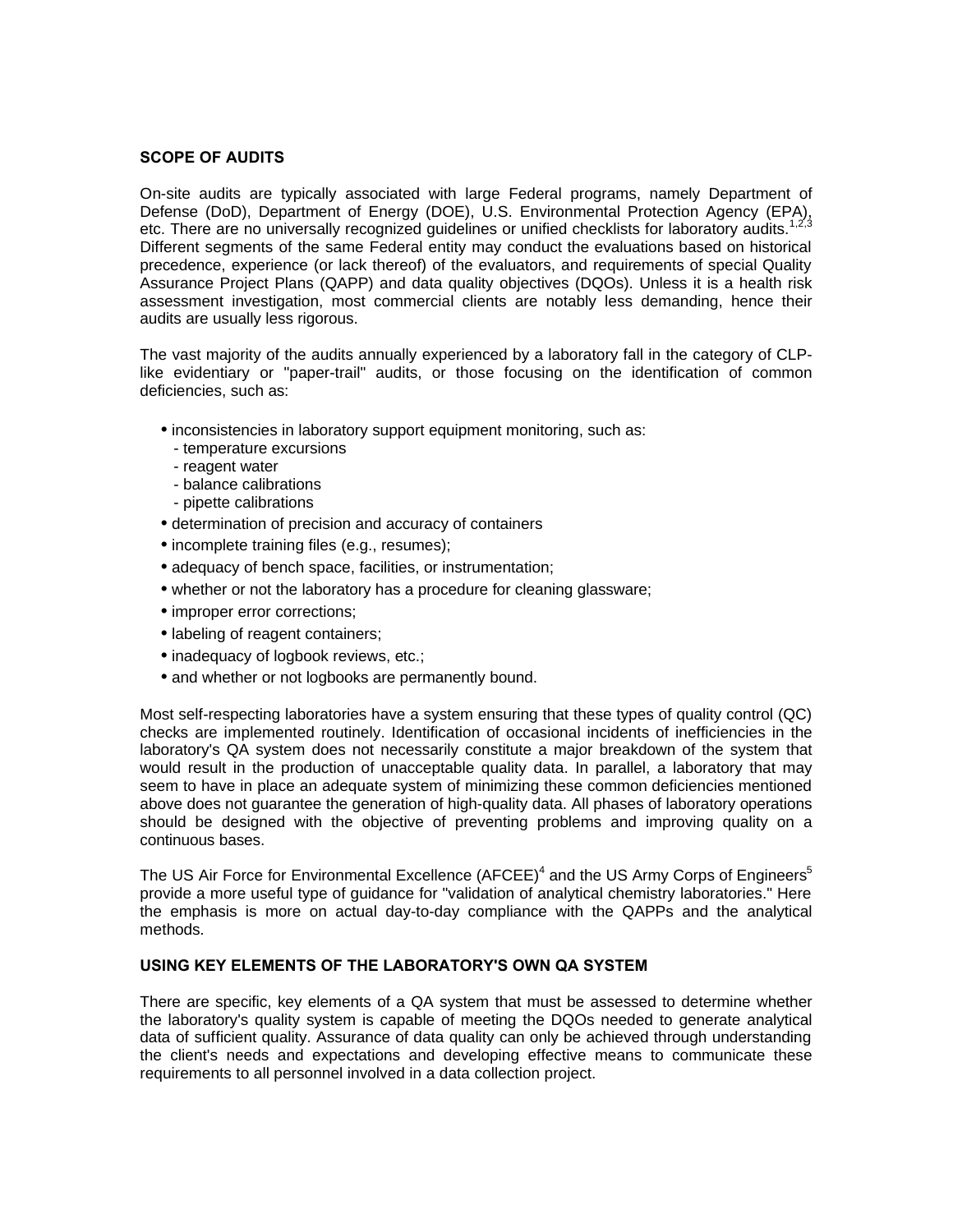**SCOPE OF AUDITS**

On-site audits are typically associated with large Federal programs, namely Department of Defense (DoD), Department of Energy (DOE), U.S. Environmental Protection Agency (EPA), etc. There are no universally recognized guidelines or unified checklists for laboratory audits.[1,2,3] Different segments of the same Federal entity may conduct the evaluations based on historical precedence, experience (or lack thereof) of the evaluators, and requirements of special Quality Assurance Project Plans (QAPP) and data quality objectives (DQOs). Unless it is a health risk assessment investigation, most commercial clients are notably less demanding, hence their audits are usually less rigorous.

The vast majority of the audits annually experienced by a laboratory fall in the category of CLP-like evidentiary or "paper-trail" audits, or those focusing on the identification of common deficiencies, such as:

- inconsistencies in laboratory support equipment monitoring, such as:
  - temperature excursions
  - reagent water
  - balance calibrations
  - pipette calibrations
- determination of precision and accuracy of containers
- incomplete training files (e.g., resumes);
- adequacy of bench space, facilities, or instrumentation;
- whether or not the laboratory has a procedure for cleaning glassware;
- improper error corrections;
- labeling of reagent containers;
- inadequacy of logbook reviews, etc.;
- and whether or not logbooks are permanently bound.

Most self-respecting laboratories have a system ensuring that these types of quality control (QC) checks are implemented routinely. Identification of occasional incidents of inefficiencies in the laboratory's QA system does not necessarily constitute a major breakdown of the system that would result in the production of unacceptable quality data. In parallel, a laboratory that may seem to have in place an adequate system of minimizing these common deficiencies mentioned above does not guarantee the generation of high-quality data. All phases of laboratory operations should be designed with the objective of preventing problems and improving quality on a continuous bases.

The US Air Force for Environmental Excellence (AFCEE)[4] and the US Army Corps of Engineers[5] provide a more useful type of guidance for "validation of analytical chemistry laboratories." Here the emphasis is more on actual day-to-day compliance with the QAPPs and the analytical methods.

**USING KEY ELEMENTS OF THE LABORATORY'S OWN QA SYSTEM**

There are specific, key elements of a QA system that must be assessed to determine whether the laboratory's quality system is capable of meeting the DQOs needed to generate analytical data of sufficient quality. Assurance of data quality can only be achieved through understanding the client's needs and expectations and developing effective means to communicate these requirements to all personnel involved in a data collection project.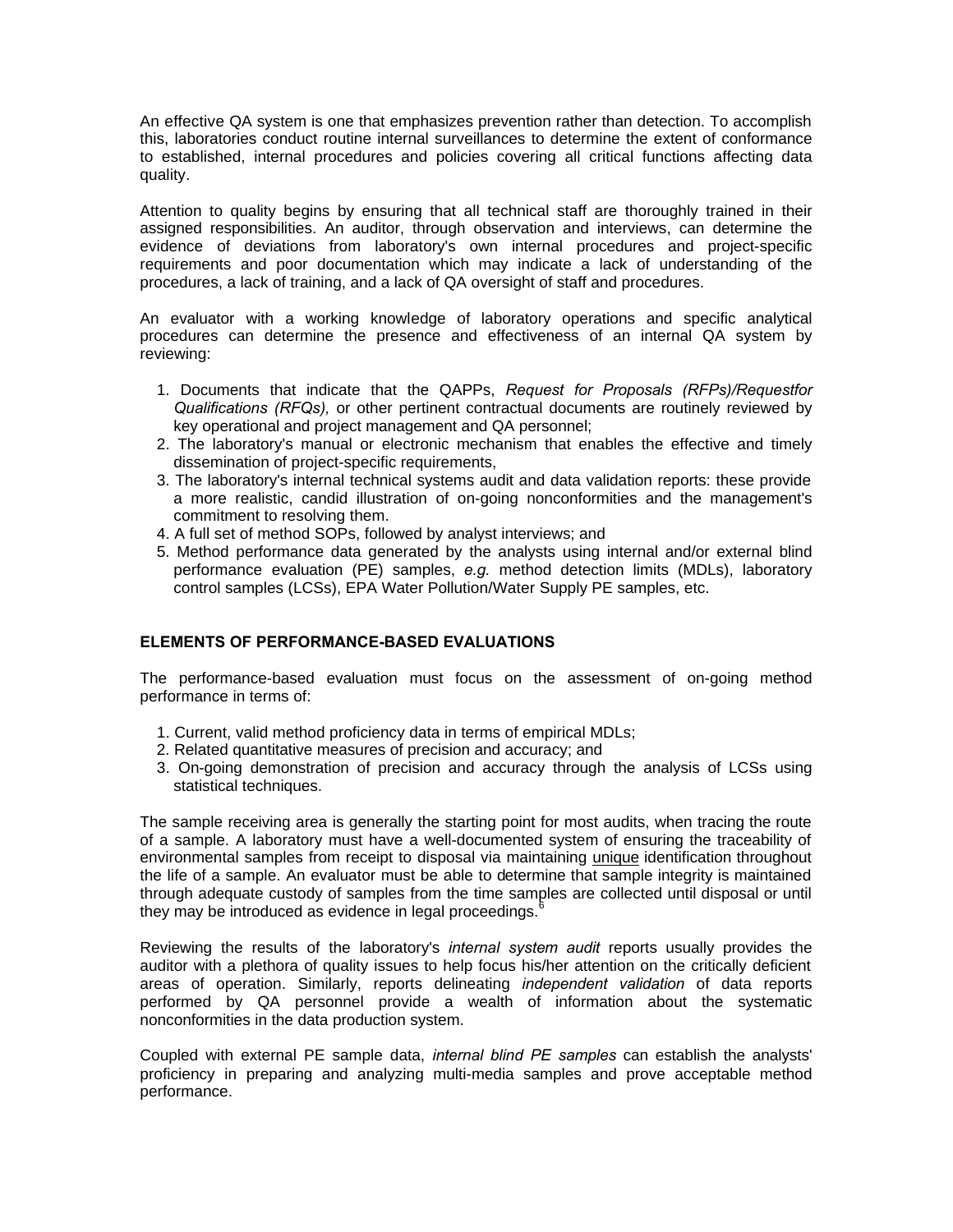An effective QA system is one that emphasizes prevention rather than detection. To accomplish this, laboratories conduct routine internal surveillances to determine the extent of conformance to established, internal procedures and policies covering all critical functions affecting data quality.

Attention to quality begins by ensuring that all technical staff are thoroughly trained in their assigned responsibilities. An auditor, through observation and interviews, can determine the evidence of deviations from laboratory's own internal procedures and project-specific requirements and poor documentation which may indicate a lack of understanding of the procedures, a lack of training, and a lack of QA oversight of staff and procedures.

An evaluator with a working knowledge of laboratory operations and specific analytical procedures can determine the presence and effectiveness of an internal QA system by reviewing:

1. Documents that indicate that the QAPPs, *Request for Proposals (RFPs)/Requestfor Qualifications (RFQs),* or other pertinent contractual documents are routinely reviewed by key operational and project management and QA personnel;
2. The laboratory's manual or electronic mechanism that enables the effective and timely dissemination of project-specific requirements,
3. The laboratory's internal technical systems audit and data validation reports: these provide a more realistic, candid illustration of on-going nonconformities and the management's commitment to resolving them.
4. A full set of method SOPs, followed by analyst interviews; and
5. Method performance data generated by the analysts using internal and/or external blind performance evaluation (PE) samples, *e.g.* method detection limits (MDLs), laboratory control samples (LCSs), EPA Water Pollution/Water Supply PE samples, etc.

## ELEMENTS OF PERFORMANCE-BASED EVALUATIONS

The performance-based evaluation must focus on the assessment of on-going method performance in terms of:

1. Current, valid method proficiency data in terms of empirical MDLs;
2. Related quantitative measures of precision and accuracy; and
3. On-going demonstration of precision and accuracy through the analysis of LCSs using statistical techniques.

The sample receiving area is generally the starting point for most audits, when tracing the route of a sample. A laboratory must have a well-documented system of ensuring the traceability of environmental samples from receipt to disposal via maintaining <u>unique</u> identification throughout the life of a sample. An evaluator must be able to determine that sample integrity is maintained through adequate custody of samples from the time samples are collected until disposal or until they may be introduced as evidence in legal proceedings.[6]

Reviewing the results of the laboratory's *internal system audit* reports usually provides the auditor with a plethora of quality issues to help focus his/her attention on the critically deficient areas of operation. Similarly, reports delineating *independent validation* of data reports performed by QA personnel provide a wealth of information about the systematic nonconformities in the data production system.

Coupled with external PE sample data, *internal blind PE samples* can establish the analysts' proficiency in preparing and analyzing multi-media samples and prove acceptable method performance.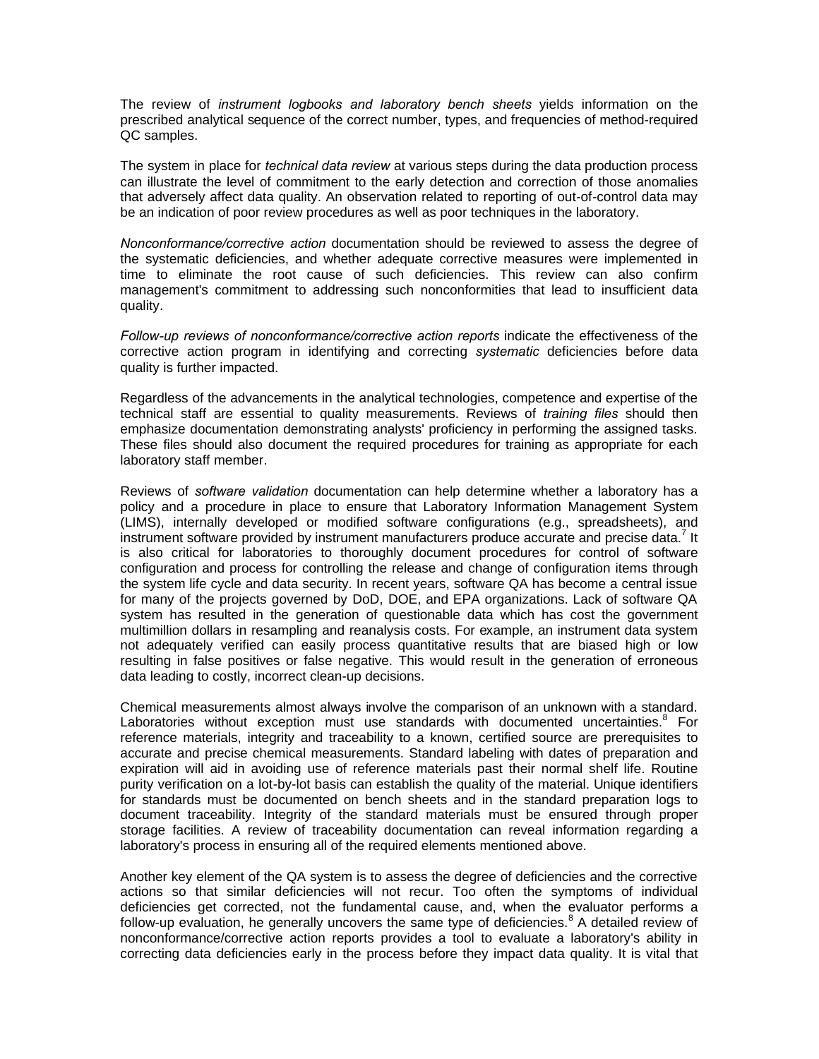The review of *instrument logbooks and laboratory bench sheets* yields information on the prescribed analytical sequence of the correct number, types, and frequencies of method-required QC samples.

The system in place for *technical data review* at various steps during the data production process can illustrate the level of commitment to the early detection and correction of those anomalies that adversely affect data quality. An observation related to reporting of out-of-control data may be an indication of poor review procedures as well as poor techniques in the laboratory.

*Nonconformance/corrective action* documentation should be reviewed to assess the degree of the systematic deficiencies, and whether adequate corrective measures were implemented in time to eliminate the root cause of such deficiencies. This review can also confirm management's commitment to addressing such nonconformities that lead to insufficient data quality.

*Follow-up reviews of nonconformance/corrective action reports* indicate the effectiveness of the corrective action program in identifying and correcting *systematic* deficiencies before data quality is further impacted.

Regardless of the advancements in the analytical technologies, competence and expertise of the technical staff are essential to quality measurements. Reviews of *training files* should then emphasize documentation demonstrating analysts' proficiency in performing the assigned tasks. These files should also document the required procedures for training as appropriate for each laboratory staff member.

Reviews of *software validation* documentation can help determine whether a laboratory has a policy and a procedure in place to ensure that Laboratory Information Management System (LIMS), internally developed or modified software configurations (e.g., spreadsheets), and instrument software provided by instrument manufacturers produce accurate and precise data.[7] It is also critical for laboratories to thoroughly document procedures for control of software configuration and process for controlling the release and change of configuration items through the system life cycle and data security. In recent years, software QA has become a central issue for many of the projects governed by DoD, DOE, and EPA organizations. Lack of software QA system has resulted in the generation of questionable data which has cost the government multimillion dollars in resampling and reanalysis costs. For example, an instrument data system not adequately verified can easily process quantitative results that are biased high or low resulting in false positives or false negative. This would result in the generation of erroneous data leading to costly, incorrect clean-up decisions.

Chemical measurements almost always involve the comparison of an unknown with a standard. Laboratories without exception must use standards with documented uncertainties.[8] For reference materials, integrity and traceability to a known, certified source are prerequisites to accurate and precise chemical measurements. Standard labeling with dates of preparation and expiration will aid in avoiding use of reference materials past their normal shelf life. Routine purity verification on a lot-by-lot basis can establish the quality of the material. Unique identifiers for standards must be documented on bench sheets and in the standard preparation logs to document traceability. Integrity of the standard materials must be ensured through proper storage facilities. A review of traceability documentation can reveal information regarding a laboratory's process in ensuring all of the required elements mentioned above.

Another key element of the QA system is to assess the degree of deficiencies and the corrective actions so that similar deficiencies will not recur. Too often the symptoms of individual deficiencies get corrected, not the fundamental cause, and, when the evaluator performs a follow-up evaluation, he generally uncovers the same type of deficiencies.[8] A detailed review of nonconformance/corrective action reports provides a tool to evaluate a laboratory's ability in correcting data deficiencies early in the process before they impact data quality. It is vital that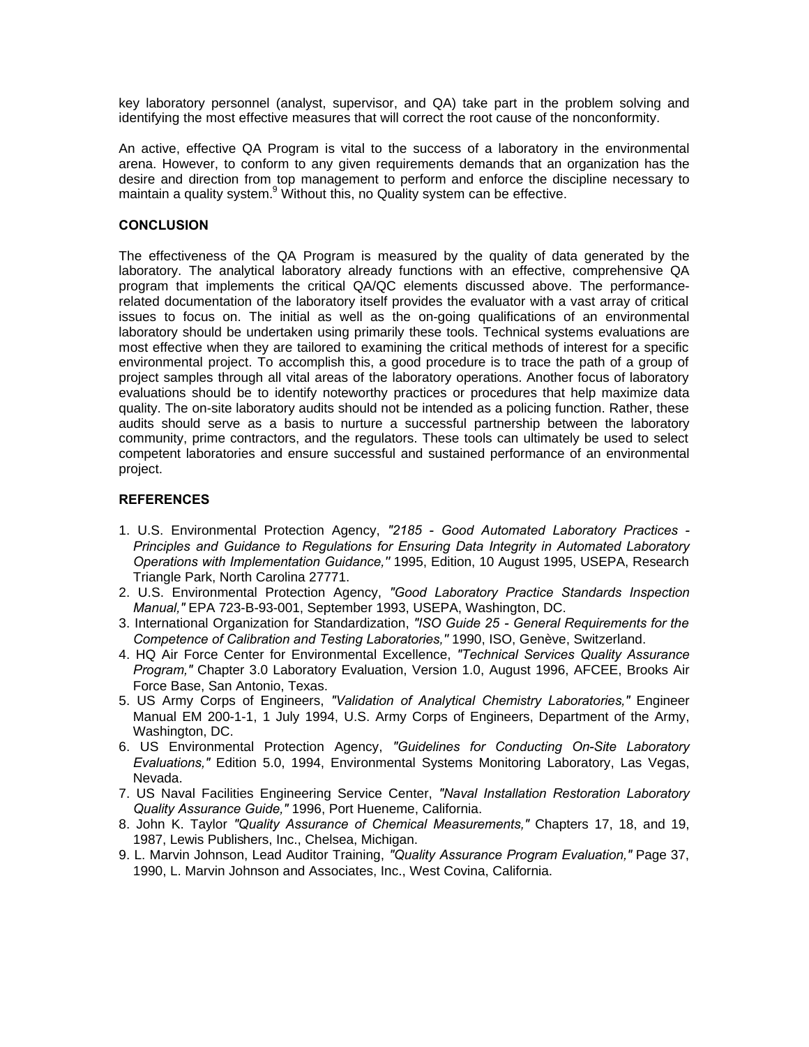key laboratory personnel (analyst, supervisor, and QA) take part in the problem solving and identifying the most effective measures that will correct the root cause of the nonconformity.

An active, effective QA Program is vital to the success of a laboratory in the environmental arena. However, to conform to any given requirements demands that an organization has the desire and direction from top management to perform and enforce the discipline necessary to maintain a quality system.[9] Without this, no Quality system can be effective.

## CONCLUSION

The effectiveness of the QA Program is measured by the quality of data generated by the laboratory. The analytical laboratory already functions with an effective, comprehensive QA program that implements the critical QA/QC elements discussed above. The performance-related documentation of the laboratory itself provides the evaluator with a vast array of critical issues to focus on. The initial as well as the on-going qualifications of an environmental laboratory should be undertaken using primarily these tools. Technical systems evaluations are most effective when they are tailored to examining the critical methods of interest for a specific environmental project. To accomplish this, a good procedure is to trace the path of a group of project samples through all vital areas of the laboratory operations. Another focus of laboratory evaluations should be to identify noteworthy practices or procedures that help maximize data quality. The on-site laboratory audits should not be intended as a policing function. Rather, these audits should serve as a basis to nurture a successful partnership between the laboratory community, prime contractors, and the regulators. These tools can ultimately be used to select competent laboratories and ensure successful and sustained performance of an environmental project.

## REFERENCES

1. U.S. Environmental Protection Agency, *"2185 - Good Automated Laboratory Practices - Principles and Guidance to Regulations for Ensuring Data Integrity in Automated Laboratory Operations with Implementation Guidance,"* 1995, Edition, 10 August 1995, USEPA, Research Triangle Park, North Carolina 27771.
2. U.S. Environmental Protection Agency, *"Good Laboratory Practice Standards Inspection Manual,"* EPA 723-B-93-001, September 1993, USEPA, Washington, DC.
3. International Organization for Standardization, *"ISO Guide 25 - General Requirements for the Competence of Calibration and Testing Laboratories,"* 1990, ISO, Genève, Switzerland.
4. HQ Air Force Center for Environmental Excellence, *"Technical Services Quality Assurance Program,"* Chapter 3.0 Laboratory Evaluation, Version 1.0, August 1996, AFCEE, Brooks Air Force Base, San Antonio, Texas.
5. US Army Corps of Engineers, *"Validation of Analytical Chemistry Laboratories,"* Engineer Manual EM 200-1-1, 1 July 1994, U.S. Army Corps of Engineers, Department of the Army, Washington, DC.
6. US Environmental Protection Agency, *"Guidelines for Conducting On-Site Laboratory Evaluations,"* Edition 5.0, 1994, Environmental Systems Monitoring Laboratory, Las Vegas, Nevada.
7. US Naval Facilities Engineering Service Center, *"Naval Installation Restoration Laboratory Quality Assurance Guide,"* 1996, Port Hueneme, California.
8. John K. Taylor *"Quality Assurance of Chemical Measurements,"* Chapters 17, 18, and 19, 1987, Lewis Publishers, Inc., Chelsea, Michigan.
9. L. Marvin Johnson, Lead Auditor Training, *"Quality Assurance Program Evaluation,"* Page 37, 1990, L. Marvin Johnson and Associates, Inc., West Covina, California.